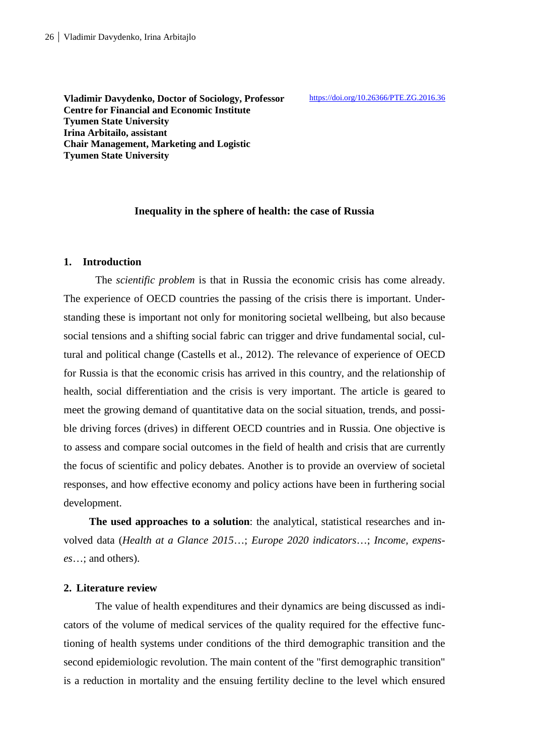**Vladimir Davydenko, Doctor of Sociology, Professor**
**Centre for Financial and Economic Institute**
**Tyumen State University**
**Irina Arbitailo, assistant**
**Chair Management, Marketing and Logistic**
**Tyumen State University**

https://doi.org/10.26366/PTE.ZG.2016.36

# Inequality in the sphere of health: the case of Russia

## 1. Introduction

The *scientific problem* is that in Russia the economic crisis has come already. The experience of OECD countries the passing of the crisis there is important. Understanding these is important not only for monitoring societal wellbeing, but also because social tensions and a shifting social fabric can trigger and drive fundamental social, cultural and political change (Castells et al., 2012). The relevance of experience of OECD for Russia is that the economic crisis has arrived in this country, and the relationship of health, social differentiation and the crisis is very important. The article is geared to meet the growing demand of quantitative data on the social situation, trends, and possible driving forces (drives) in different OECD countries and in Russia. One objective is to assess and compare social outcomes in the field of health and crisis that are currently the focus of scientific and policy debates. Another is to provide an overview of societal responses, and how effective economy and policy actions have been in furthering social development.

**The used approaches to a solution**: the analytical, statistical researches and involved data (*Health at a Glance 2015*…; *Europe 2020 indicators*…; *Income, expenses*…; and others).

## 2. Literature review

The value of health expenditures and their dynamics are being discussed as indicators of the volume of medical services of the quality required for the effective functioning of health systems under conditions of the third demographic transition and the second epidemiologic revolution. The main content of the "first demographic transition" is a reduction in mortality and the ensuing fertility decline to the level which ensured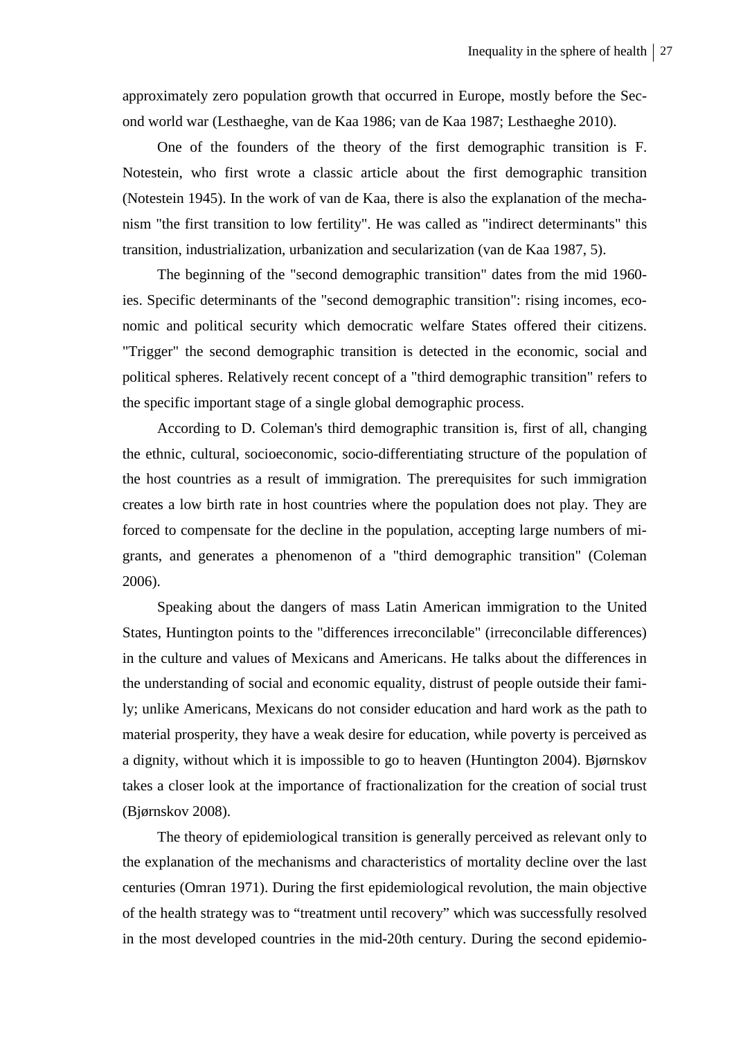approximately zero population growth that occurred in Europe, mostly before the Second world war (Lesthaeghe, van de Kaa 1986; van de Kaa 1987; Lesthaeghe 2010).

One of the founders of the theory of the first demographic transition is F. Notestein, who first wrote a classic article about the first demographic transition (Notestein 1945). In the work of van de Kaa, there is also the explanation of the mechanism "the first transition to low fertility". He was called as "indirect determinants" this transition, industrialization, urbanization and secularization (van de Kaa 1987, 5).

The beginning of the "second demographic transition" dates from the mid 1960-ies. Specific determinants of the "second demographic transition": rising incomes, economic and political security which democratic welfare States offered their citizens. "Trigger" the second demographic transition is detected in the economic, social and political spheres. Relatively recent concept of a "third demographic transition" refers to the specific important stage of a single global demographic process.

According to D. Coleman's third demographic transition is, first of all, changing the ethnic, cultural, socioeconomic, socio-differentiating structure of the population of the host countries as a result of immigration. The prerequisites for such immigration creates a low birth rate in host countries where the population does not play. They are forced to compensate for the decline in the population, accepting large numbers of migrants, and generates a phenomenon of a "third demographic transition" (Coleman 2006).

Speaking about the dangers of mass Latin American immigration to the United States, Huntington points to the "differences irreconcilable" (irreconcilable differences) in the culture and values of Mexicans and Americans. He talks about the differences in the understanding of social and economic equality, distrust of people outside their family; unlike Americans, Mexicans do not consider education and hard work as the path to material prosperity, they have a weak desire for education, while poverty is perceived as a dignity, without which it is impossible to go to heaven (Huntington 2004). Bjørnskov takes a closer look at the importance of fractionalization for the creation of social trust (Bjørnskov 2008).

The theory of epidemiological transition is generally perceived as relevant only to the explanation of the mechanisms and characteristics of mortality decline over the last centuries (Omran 1971). During the first epidemiological revolution, the main objective of the health strategy was to "treatment until recovery" which was successfully resolved in the most developed countries in the mid-20th century. During the second epidemio-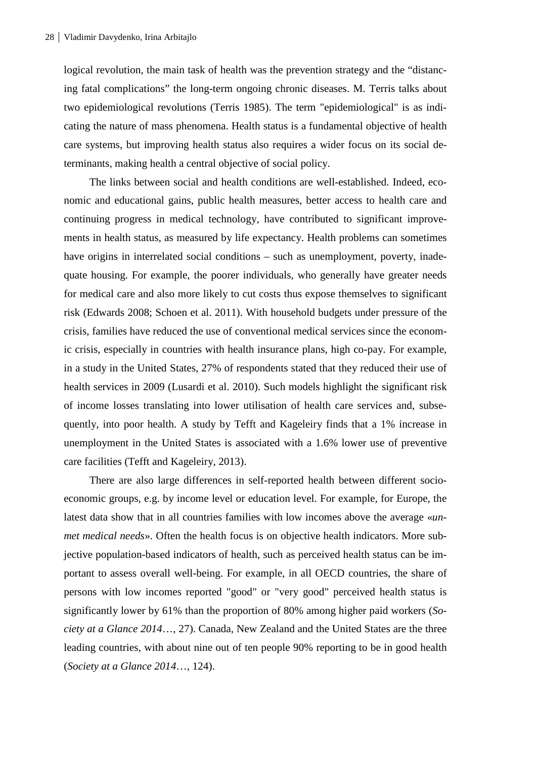logical revolution, the main task of health was the prevention strategy and the "distancing fatal complications" the long-term ongoing chronic diseases. M. Terris talks about two epidemiological revolutions (Terris 1985). The term "epidemiological" is as indicating the nature of mass phenomena. Health status is a fundamental objective of health care systems, but improving health status also requires a wider focus on its social determinants, making health a central objective of social policy.

The links between social and health conditions are well-established. Indeed, economic and educational gains, public health measures, better access to health care and continuing progress in medical technology, have contributed to significant improvements in health status, as measured by life expectancy. Health problems can sometimes have origins in interrelated social conditions – such as unemployment, poverty, inadequate housing. For example, the poorer individuals, who generally have greater needs for medical care and also more likely to cut costs thus expose themselves to significant risk (Edwards 2008; Schoen et al. 2011). With household budgets under pressure of the crisis, families have reduced the use of conventional medical services since the economic crisis, especially in countries with health insurance plans, high co-pay. For example, in a study in the United States, 27% of respondents stated that they reduced their use of health services in 2009 (Lusardi et al. 2010). Such models highlight the significant risk of income losses translating into lower utilisation of health care services and, subsequently, into poor health. A study by Tefft and Kageleiry finds that a 1% increase in unemployment in the United States is associated with a 1.6% lower use of preventive care facilities (Tefft and Kageleiry, 2013).

There are also large differences in self-reported health between different socio-economic groups, e.g. by income level or education level. For example, for Europe, the latest data show that in all countries families with low incomes above the average «*unmet medical needs*». Often the health focus is on objective health indicators. More subjective population-based indicators of health, such as perceived health status can be important to assess overall well-being. For example, in all OECD countries, the share of persons with low incomes reported "good" or "very good" perceived health status is significantly lower by 61% than the proportion of 80% among higher paid workers (*Society at a Glance 2014*…, 27). Canada, New Zealand and the United States are the three leading countries, with about nine out of ten people 90% reporting to be in good health (*Society at a Glance 2014*…, 124).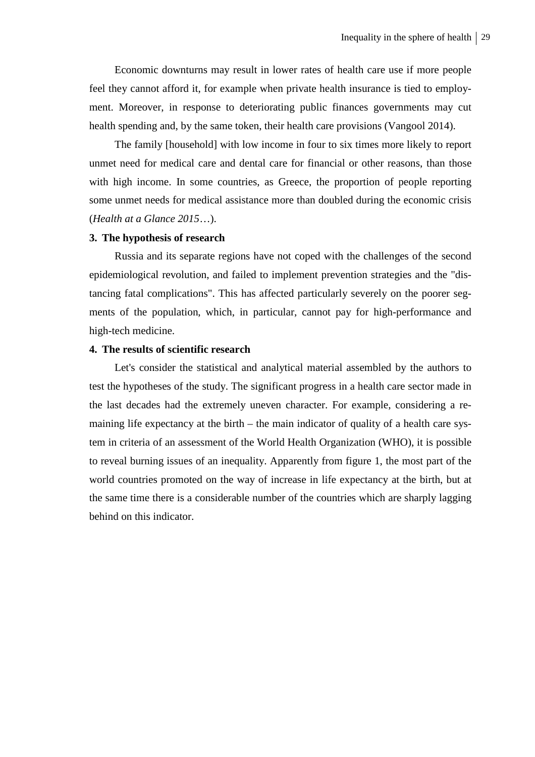Economic downturns may result in lower rates of health care use if more people feel they cannot afford it, for example when private health insurance is tied to employment. Moreover, in response to deteriorating public finances governments may cut health spending and, by the same token, their health care provisions (Vangool 2014).

The family [household] with low income in four to six times more likely to report unmet need for medical care and dental care for financial or other reasons, than those with high income. In some countries, as Greece, the proportion of people reporting some unmet needs for medical assistance more than doubled during the economic crisis (*Health at a Glance 2015*…).

### 3. The hypothesis of research

Russia and its separate regions have not coped with the challenges of the second epidemiological revolution, and failed to implement prevention strategies and the "distancing fatal complications". This has affected particularly severely on the poorer segments of the population, which, in particular, cannot pay for high-performance and high-tech medicine.

### 4. The results of scientific research

Let's consider the statistical and analytical material assembled by the authors to test the hypotheses of the study. The significant progress in a health care sector made in the last decades had the extremely uneven character. For example, considering a remaining life expectancy at the birth – the main indicator of quality of a health care system in criteria of an assessment of the World Health Organization (WHO), it is possible to reveal burning issues of an inequality. Apparently from figure 1, the most part of the world countries promoted on the way of increase in life expectancy at the birth, but at the same time there is a considerable number of the countries which are sharply lagging behind on this indicator.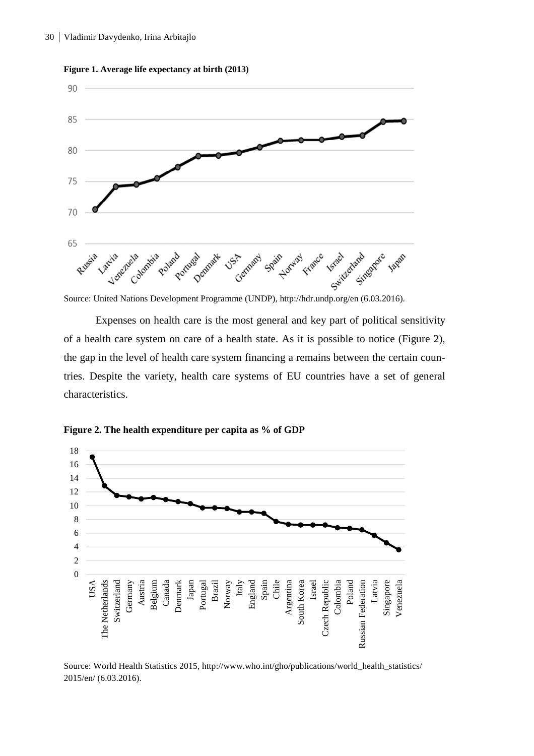**Figure 1. Average life expectancy at birth (2013)**

Source: United Nations Development Programme (UNDP), http://hdr.undp.org/en (6.03.2016).

Expenses on health care is the most general and key part of political sensitivity of a health care system on care of a health state. As it is possible to notice (Figure 2), the gap in the level of health care system financing a remains between the certain countries. Despite the variety, health care systems of EU countries have a set of general characteristics.

**Figure 2. The health expenditure per capita as % of GDP**

Source: World Health Statistics 2015, http://www.who.int/gho/publications/world_health_statistics/2015/en/ (6.03.2016).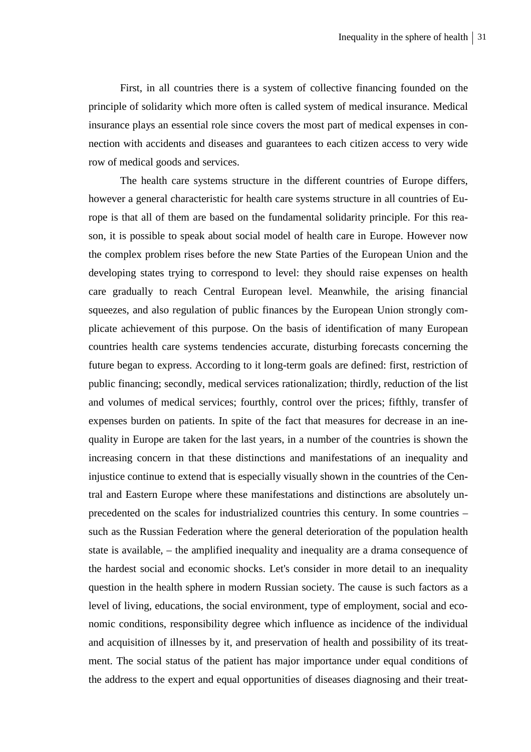First, in all countries there is a system of collective financing founded on the principle of solidarity which more often is called system of medical insurance. Medical insurance plays an essential role since covers the most part of medical expenses in connection with accidents and diseases and guarantees to each citizen access to very wide row of medical goods and services.

The health care systems structure in the different countries of Europe differs, however a general characteristic for health care systems structure in all countries of Europe is that all of them are based on the fundamental solidarity principle. For this reason, it is possible to speak about social model of health care in Europe. However now the complex problem rises before the new State Parties of the European Union and the developing states trying to correspond to level: they should raise expenses on health care gradually to reach Central European level. Meanwhile, the arising financial squeezes, and also regulation of public finances by the European Union strongly complicate achievement of this purpose. On the basis of identification of many European countries health care systems tendencies accurate, disturbing forecasts concerning the future began to express. According to it long-term goals are defined: first, restriction of public financing; secondly, medical services rationalization; thirdly, reduction of the list and volumes of medical services; fourthly, control over the prices; fifthly, transfer of expenses burden on patients. In spite of the fact that measures for decrease in an inequality in Europe are taken for the last years, in a number of the countries is shown the increasing concern in that these distinctions and manifestations of an inequality and injustice continue to extend that is especially visually shown in the countries of the Central and Eastern Europe where these manifestations and distinctions are absolutely unprecedented on the scales for industrialized countries this century. In some countries – such as the Russian Federation where the general deterioration of the population health state is available, – the amplified inequality and inequality are a drama consequence of the hardest social and economic shocks. Let's consider in more detail to an inequality question in the health sphere in modern Russian society. The cause is such factors as a level of living, educations, the social environment, type of employment, social and economic conditions, responsibility degree which influence as incidence of the individual and acquisition of illnesses by it, and preservation of health and possibility of its treatment. The social status of the patient has major importance under equal conditions of the address to the expert and equal opportunities of diseases diagnosing and their treat-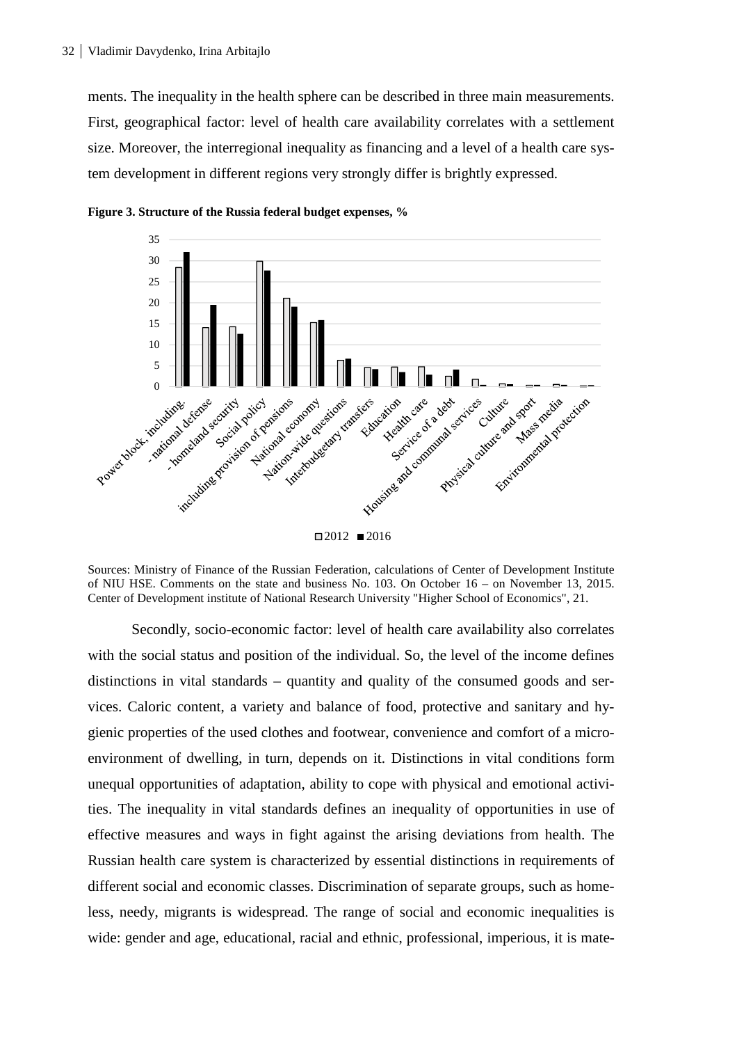ments. The inequality in the health sphere can be described in three main measurements. First, geographical factor: level of health care availability correlates with a settlement size. Moreover, the interregional inequality as financing and a level of a health care system development in different regions very strongly differ is brightly expressed.

**Figure 3. Structure of the Russia federal budget expenses, %**

Sources: Ministry of Finance of the Russian Federation, calculations of Center of Development Institute of NIU HSE. Comments on the state and business No. 103. On October 16 – on November 13, 2015. Center of Development institute of National Research University "Higher School of Economics", 21.

Secondly, socio-economic factor: level of health care availability also correlates with the social status and position of the individual. So, the level of the income defines distinctions in vital standards – quantity and quality of the consumed goods and services. Caloric content, a variety and balance of food, protective and sanitary and hygienic properties of the used clothes and footwear, convenience and comfort of a micro-environment of dwelling, in turn, depends on it. Distinctions in vital conditions form unequal opportunities of adaptation, ability to cope with physical and emotional activities. The inequality in vital standards defines an inequality of opportunities in use of effective measures and ways in fight against the arising deviations from health. The Russian health care system is characterized by essential distinctions in requirements of different social and economic classes. Discrimination of separate groups, such as homeless, needy, migrants is widespread. The range of social and economic inequalities is wide: gender and age, educational, racial and ethnic, professional, imperious, it is mate-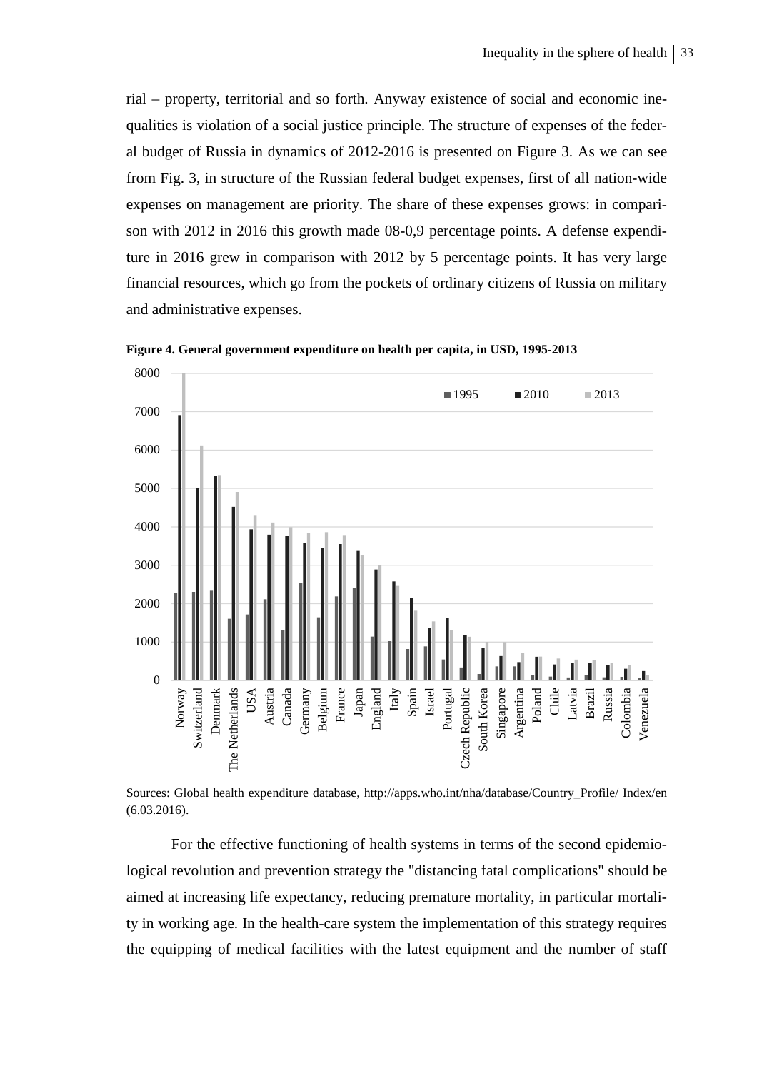rial – property, territorial and so forth. Anyway existence of social and economic inequalities is violation of a social justice principle. The structure of expenses of the federal budget of Russia in dynamics of 2012-2016 is presented on Figure 3. As we can see from Fig. 3, in structure of the Russian federal budget expenses, first of all nation-wide expenses on management are priority. The share of these expenses grows: in comparison with 2012 in 2016 this growth made 08-0,9 percentage points. A defense expenditure in 2016 grew in comparison with 2012 by 5 percentage points. It has very large financial resources, which go from the pockets of ordinary citizens of Russia on military and administrative expenses.

**Figure 4. General government expenditure on health per capita, in USD, 1995-2013**

Sources: Global health expenditure database, http://apps.who.int/nha/database/Country_Profile/ Index/en (6.03.2016).

For the effective functioning of health systems in terms of the second epidemiological revolution and prevention strategy the "distancing fatal complications" should be aimed at increasing life expectancy, reducing premature mortality, in particular mortality in working age. In the health-care system the implementation of this strategy requires the equipping of medical facilities with the latest equipment and the number of staff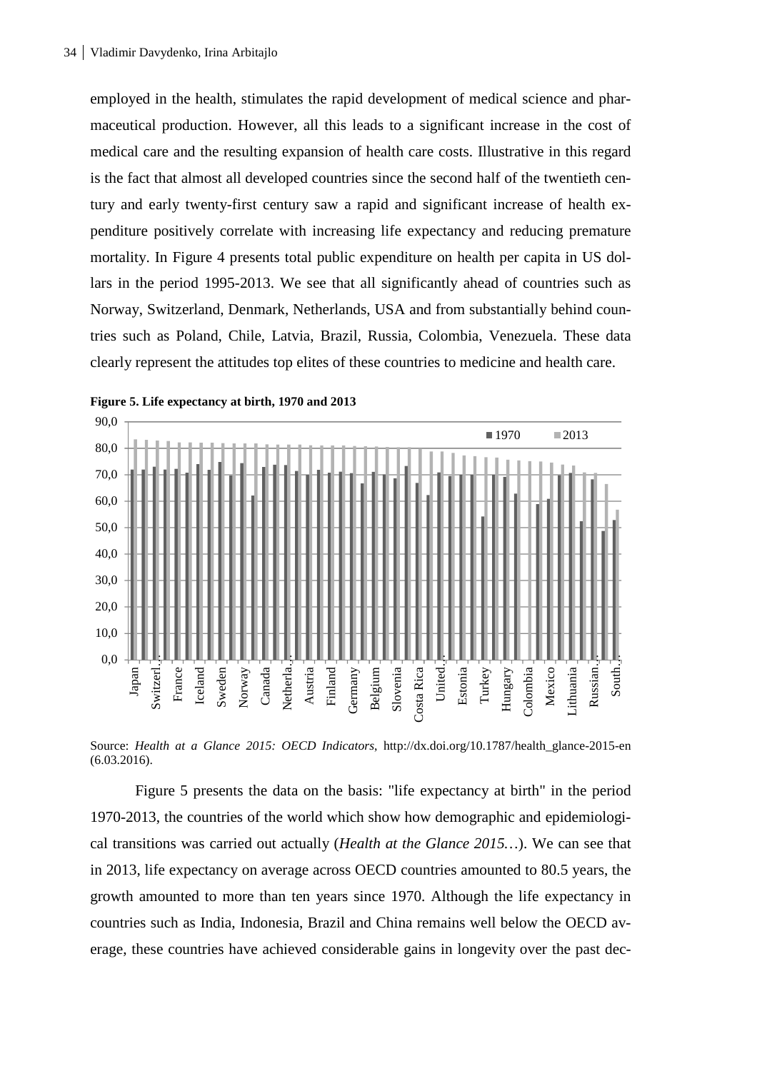employed in the health, stimulates the rapid development of medical science and pharmaceutical production. However, all this leads to a significant increase in the cost of medical care and the resulting expansion of health care costs. Illustrative in this regard is the fact that almost all developed countries since the second half of the twentieth century and early twenty-first century saw a rapid and significant increase of health expenditure positively correlate with increasing life expectancy and reducing premature mortality. In Figure 4 presents total public expenditure on health per capita in US dollars in the period 1995-2013. We see that all significantly ahead of countries such as Norway, Switzerland, Denmark, Netherlands, USA and from substantially behind countries such as Poland, Chile, Latvia, Brazil, Russia, Colombia, Venezuela. These data clearly represent the attitudes top elites of these countries to medicine and health care.

**Figure 5. Life expectancy at birth, 1970 and 2013**

Source: *Health at a Glance 2015: OECD Indicators*, http://dx.doi.org/10.1787/health_glance-2015-en (6.03.2016).

Figure 5 presents the data on the basis: "life expectancy at birth" in the period 1970-2013, the countries of the world which show how demographic and epidemiological transitions was carried out actually (*Health at the Glance 2015…*). We can see that in 2013, life expectancy on average across OECD countries amounted to 80.5 years, the growth amounted to more than ten years since 1970. Although the life expectancy in countries such as India, Indonesia, Brazil and China remains well below the OECD average, these countries have achieved considerable gains in longevity over the past dec-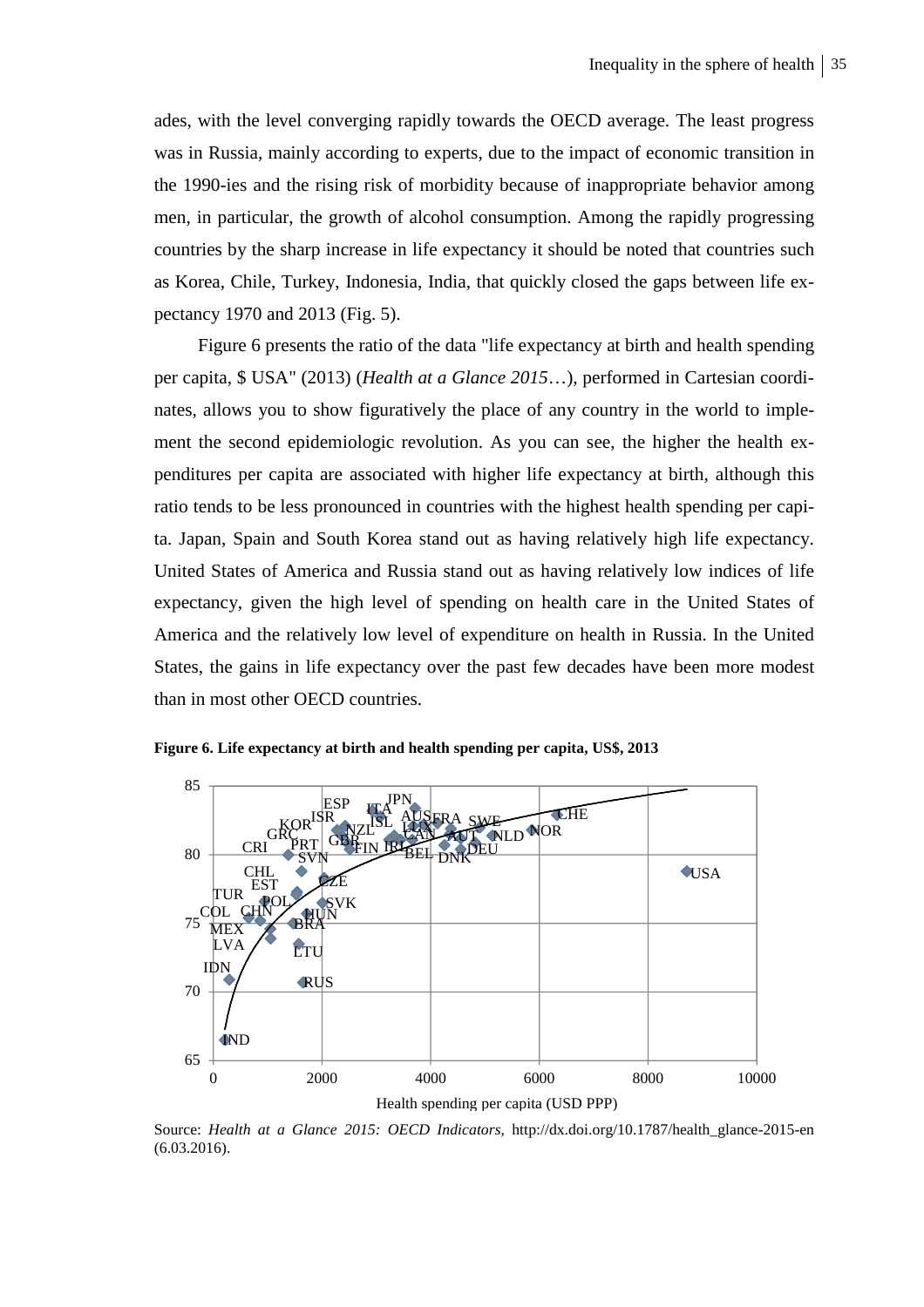ades, with the level converging rapidly towards the OECD average. The least progress was in Russia, mainly according to experts, due to the impact of economic transition in the 1990-ies and the rising risk of morbidity because of inappropriate behavior among men, in particular, the growth of alcohol consumption. Among the rapidly progressing countries by the sharp increase in life expectancy it should be noted that countries such as Korea, Chile, Turkey, Indonesia, India, that quickly closed the gaps between life expectancy 1970 and 2013 (Fig. 5).

Figure 6 presents the ratio of the data "life expectancy at birth and health spending per capita, $ USA" (2013) (*Health at a Glance 2015*…), performed in Cartesian coordinates, allows you to show figuratively the place of any country in the world to implement the second epidemiologic revolution. As you can see, the higher the health expenditures per capita are associated with higher life expectancy at birth, although this ratio tends to be less pronounced in countries with the highest health spending per capita. Japan, Spain and South Korea stand out as having relatively high life expectancy. United States of America and Russia stand out as having relatively low indices of life expectancy, given the high level of spending on health care in the United States of America and the relatively low level of expenditure on health in Russia. In the United States, the gains in life expectancy over the past few decades have been more modest than in most other OECD countries.

**Figure 6. Life expectancy at birth and health spending per capita, US$, 2013**

Source: *Health at a Glance 2015: OECD Indicators*, http://dx.doi.org/10.1787/health_glance-2015-en (6.03.2016).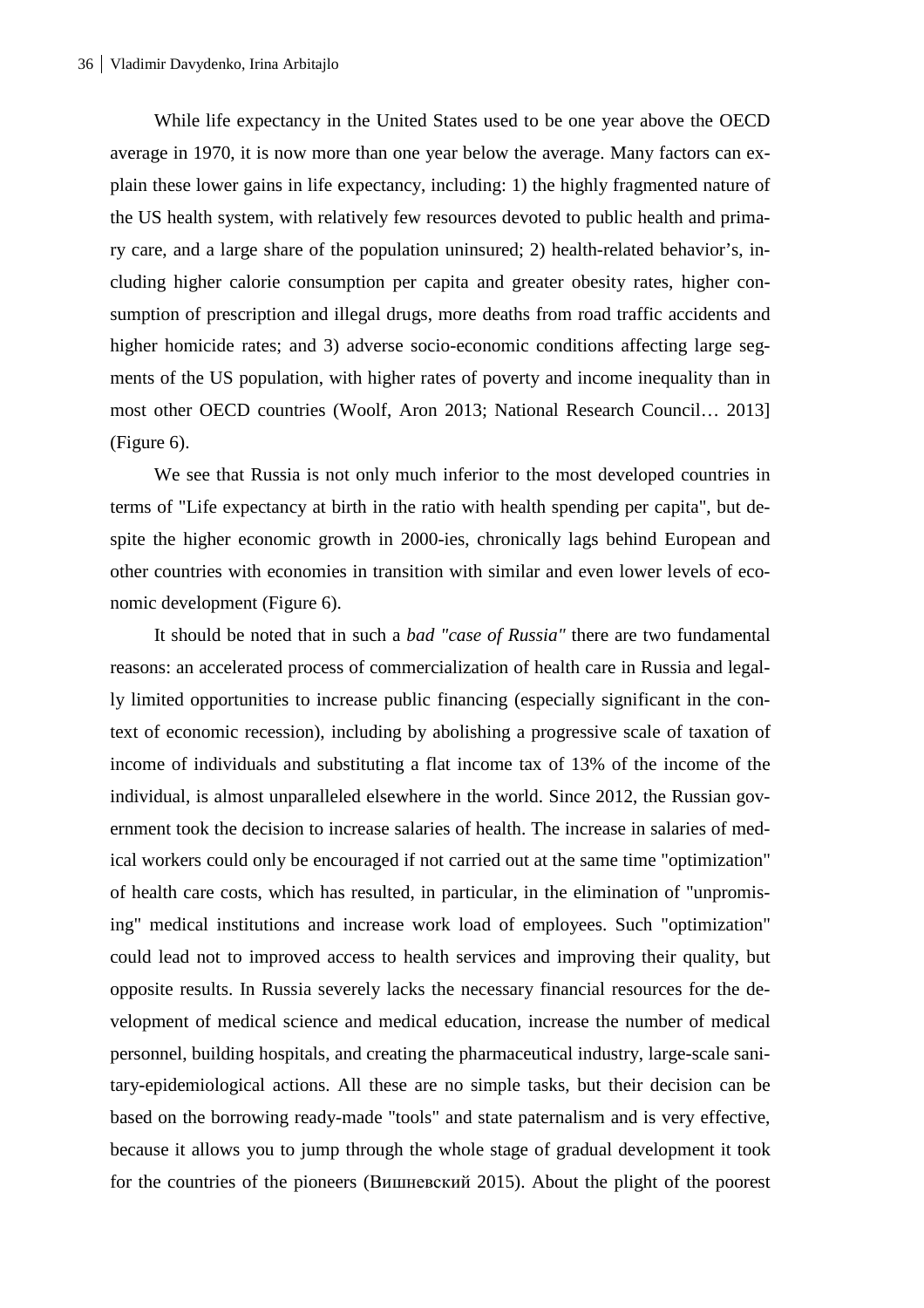While life expectancy in the United States used to be one year above the OECD average in 1970, it is now more than one year below the average. Many factors can explain these lower gains in life expectancy, including: 1) the highly fragmented nature of the US health system, with relatively few resources devoted to public health and primary care, and a large share of the population uninsured; 2) health-related behavior's, including higher calorie consumption per capita and greater obesity rates, higher consumption of prescription and illegal drugs, more deaths from road traffic accidents and higher homicide rates; and 3) adverse socio-economic conditions affecting large segments of the US population, with higher rates of poverty and income inequality than in most other OECD countries (Woolf, Aron 2013; National Research Council… 2013] (Figure 6).

We see that Russia is not only much inferior to the most developed countries in terms of "Life expectancy at birth in the ratio with health spending per capita", but despite the higher economic growth in 2000-ies, chronically lags behind European and other countries with economies in transition with similar and even lower levels of economic development (Figure 6).

It should be noted that in such a *bad "case of Russia"* there are two fundamental reasons: an accelerated process of commercialization of health care in Russia and legally limited opportunities to increase public financing (especially significant in the context of economic recession), including by abolishing a progressive scale of taxation of income of individuals and substituting a flat income tax of 13% of the income of the individual, is almost unparalleled elsewhere in the world. Since 2012, the Russian government took the decision to increase salaries of health. The increase in salaries of medical workers could only be encouraged if not carried out at the same time "optimization" of health care costs, which has resulted, in particular, in the elimination of "unpromising" medical institutions and increase work load of employees. Such "optimization" could lead not to improved access to health services and improving their quality, but opposite results. In Russia severely lacks the necessary financial resources for the development of medical science and medical education, increase the number of medical personnel, building hospitals, and creating the pharmaceutical industry, large-scale sanitary-epidemiological actions. All these are no simple tasks, but their decision can be based on the borrowing ready-made "tools" and state paternalism and is very effective, because it allows you to jump through the whole stage of gradual development it took for the countries of the pioneers (Вишневский 2015). About the plight of the poorest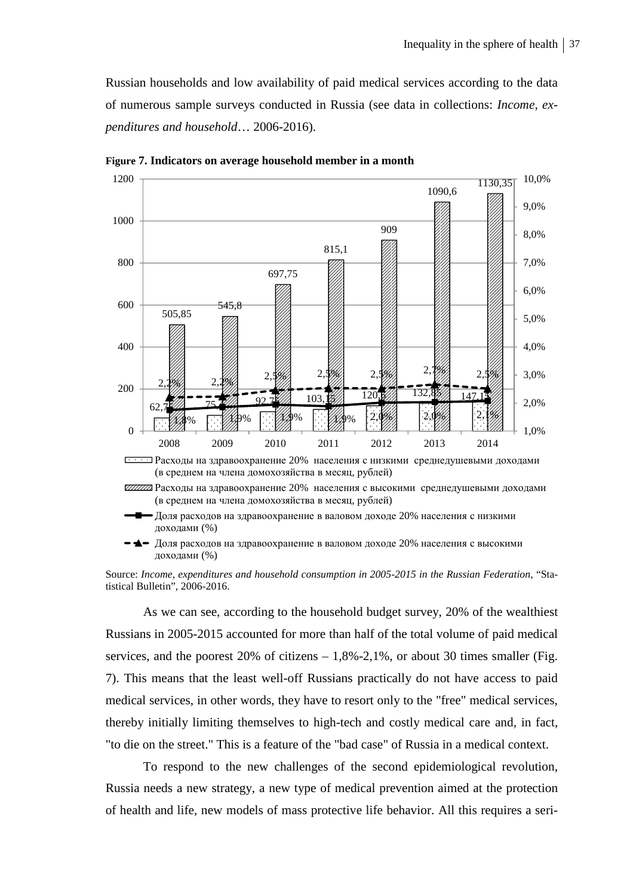Russian households and low availability of paid medical services according to the data of numerous sample surveys conducted in Russia (see data in collections: *Income, expenditures and household*… 2006-2016).

**Figure 7. Indicators on average household member in a month**

| Year | Расходы на здравоохранение 20% населения с низкими среднедушевыми доходами (в среднем на члена домохозяйства в месяц, рублей) | Расходы на здравоохранение 20% населения с высокими среднедушевыми доходами (в среднем на члена домохозяйства в месяц, рублей) | Доля расходов на здравоохранение в валовом доходе 20% населения с низкими доходами (%) | Доля расходов на здравоохранение в валовом доходе 20% населения с высокими доходами (%) |
|---|---|---|---|---|
| 2008 | 62,7 | 505,85 | 1,8% | 2,2% |
| 2009 | 75 | 545,8 | 1,9% | 2,2% |
| 2010 | 92,75 | 697,75 | 1,9% | 2,5% |
| 2011 | 103,15 | 815,1 | 1,9% | 2,5% |
| 2012 | 120,6 | 909 | 2,0% | 2,5% |
| 2013 | 132,85 | 1090,6 | 2,0% | 2,7% |
| 2014 | 147,15 | 1130,35 | 2,1% | 2,5% |

Source: *Income, expenditures and household consumption in 2005-2015 in the Russian Federation*, "Statistical Bulletin", 2006-2016.

As we can see, according to the household budget survey, 20% of the wealthiest Russians in 2005-2015 accounted for more than half of the total volume of paid medical services, and the poorest 20% of citizens – 1,8%-2,1%, or about 30 times smaller (Fig. 7). This means that the least well-off Russians practically do not have access to paid medical services, in other words, they have to resort only to the "free" medical services, thereby initially limiting themselves to high-tech and costly medical care and, in fact, "to die on the street." This is a feature of the "bad case" of Russia in a medical context.

To respond to the new challenges of the second epidemiological revolution, Russia needs a new strategy, a new type of medical prevention aimed at the protection of health and life, new models of mass protective life behavior. All this requires a seri-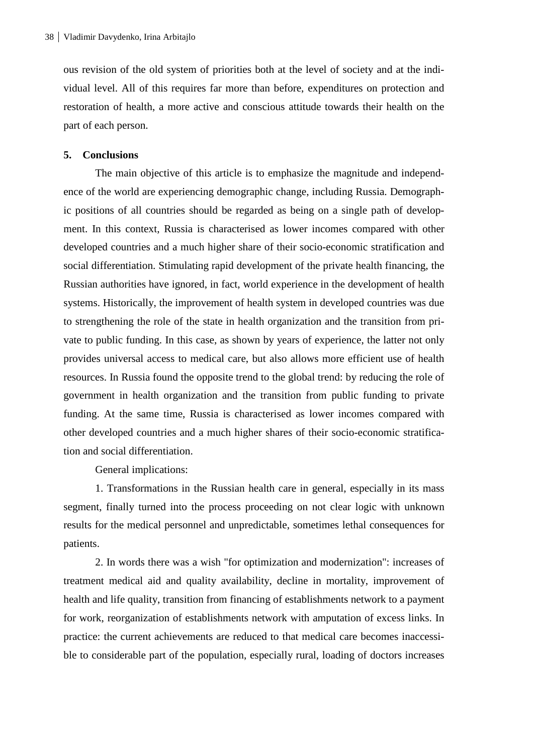ous revision of the old system of priorities both at the level of society and at the individual level. All of this requires far more than before, expenditures on protection and restoration of health, a more active and conscious attitude towards their health on the part of each person.

## 5. Conclusions

The main objective of this article is to emphasize the magnitude and independence of the world are experiencing demographic change, including Russia. Demographic positions of all countries should be regarded as being on a single path of development. In this context, Russia is characterised as lower incomes compared with other developed countries and a much higher share of their socio-economic stratification and social differentiation. Stimulating rapid development of the private health financing, the Russian authorities have ignored, in fact, world experience in the development of health systems. Historically, the improvement of health system in developed countries was due to strengthening the role of the state in health organization and the transition from private to public funding. In this case, as shown by years of experience, the latter not only provides universal access to medical care, but also allows more efficient use of health resources. In Russia found the opposite trend to the global trend: by reducing the role of government in health organization and the transition from public funding to private funding. At the same time, Russia is characterised as lower incomes compared with other developed countries and a much higher shares of their socio-economic stratification and social differentiation.

General implications:

1. Transformations in the Russian health care in general, especially in its mass segment, finally turned into the process proceeding on not clear logic with unknown results for the medical personnel and unpredictable, sometimes lethal consequences for patients.

2. In words there was a wish "for optimization and modernization": increases of treatment medical aid and quality availability, decline in mortality, improvement of health and life quality, transition from financing of establishments network to a payment for work, reorganization of establishments network with amputation of excess links. In practice: the current achievements are reduced to that medical care becomes inaccessible to considerable part of the population, especially rural, loading of doctors increases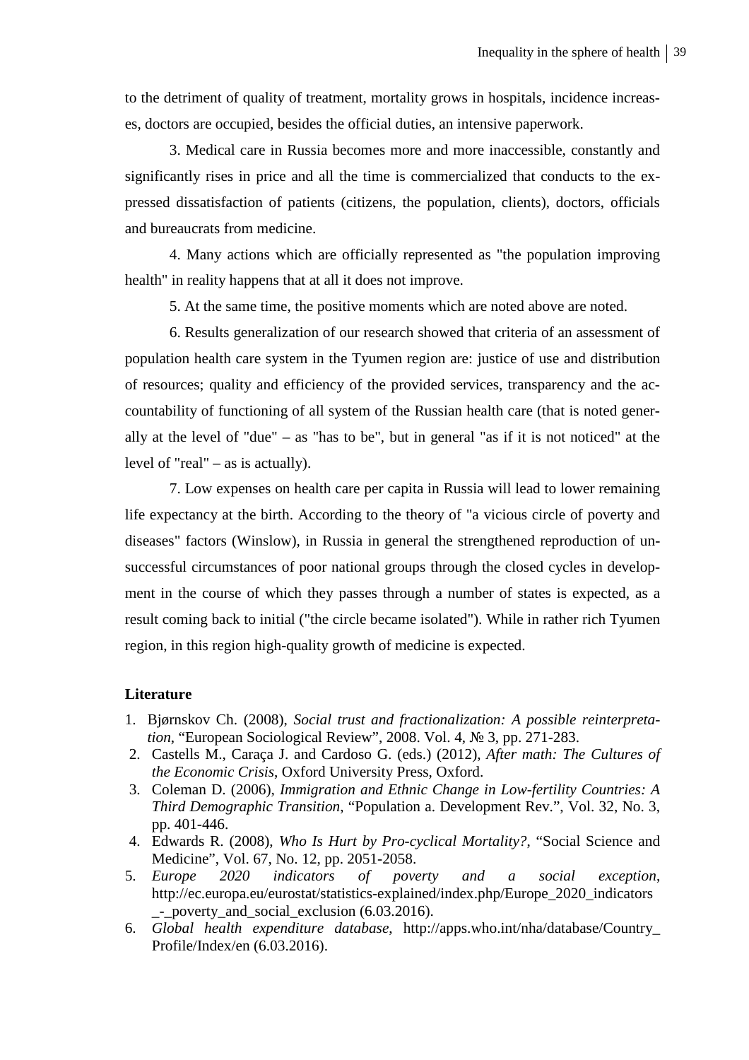to the detriment of quality of treatment, mortality grows in hospitals, incidence increases, doctors are occupied, besides the official duties, an intensive paperwork.

3. Medical care in Russia becomes more and more inaccessible, constantly and significantly rises in price and all the time is commercialized that conducts to the expressed dissatisfaction of patients (citizens, the population, clients), doctors, officials and bureaucrats from medicine.

4. Many actions which are officially represented as "the population improving health" in reality happens that at all it does not improve.

5. At the same time, the positive moments which are noted above are noted.

6. Results generalization of our research showed that criteria of an assessment of population health care system in the Tyumen region are: justice of use and distribution of resources; quality and efficiency of the provided services, transparency and the accountability of functioning of all system of the Russian health care (that is noted generally at the level of "due" – as "has to be", but in general "as if it is not noticed" at the level of "real" – as is actually).

7. Low expenses on health care per capita in Russia will lead to lower remaining life expectancy at the birth. According to the theory of "a vicious circle of poverty and diseases" factors (Winslow), in Russia in general the strengthened reproduction of unsuccessful circumstances of poor national groups through the closed cycles in development in the course of which they passes through a number of states is expected, as a result coming back to initial ("the circle became isolated"). While in rather rich Tyumen region, in this region high-quality growth of medicine is expected.

**Literature**

1. Bjørnskov Ch. (2008), *Social trust and fractionalization: A possible reinterpretation*, "European Sociological Review", 2008. Vol. 4, № 3, pp. 271-283.
2. Castells M., Caraça J. and Cardoso G. (eds.) (2012), *After math: The Cultures of the Economic Crisis*, Oxford University Press, Oxford.
3. Coleman D. (2006), *Immigration and Ethnic Change in Low-fertility Countries: A Third Demographic Transition*, "Population a. Development Rev.", Vol. 32, No. 3, pp. 401-446.
4. Edwards R. (2008), *Who Is Hurt by Pro-cyclical Mortality?*, "Social Science and Medicine", Vol. 67, No. 12, pp. 2051-2058.
5. *Europe 2020 indicators of poverty and a social exception*, http://ec.europa.eu/eurostat/statistics-explained/index.php/Europe_2020_indicators_-_poverty_and_social_exclusion (6.03.2016).
6. *Global health expenditure database*, http://apps.who.int/nha/database/Country_Profile/Index/en (6.03.2016).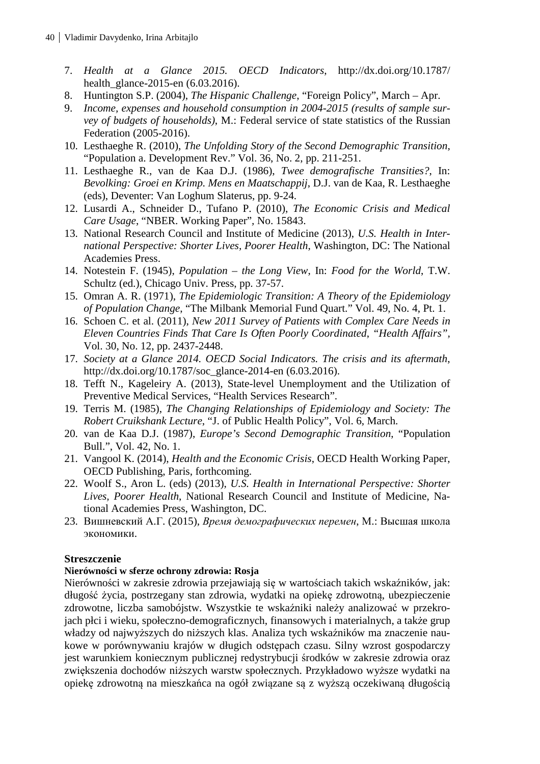7. *Health at a Glance 2015. OECD Indicators*, http://dx.doi.org/10.1787/health_glance-2015-en (6.03.2016).
8. Huntington S.P. (2004), *The Hispanic Challenge*, "Foreign Policy", March – Apr.
9. *Income, expenses and household consumption in 2004-2015 (results of sample survey of budgets of households)*, M.: Federal service of state statistics of the Russian Federation (2005-2016).
10. Lesthaeghe R. (2010), *The Unfolding Story of the Second Demographic Transition*, "Population a. Development Rev." Vol. 36, No. 2, pp. 211-251.
11. Lesthaeghe R., van de Kaa D.J. (1986), *Twee demografische Transities?*, In: *Bevolking: Groei en Krimp. Mens en Maatschappij*, D.J. van de Kaa, R. Lesthaeghe (eds), Deventer: Van Loghum Slaterus, pp. 9-24.
12. Lusardi A., Schneider D., Tufano P. (2010), *The Economic Crisis and Medical Care Usage*, "NBER. Working Paper", No. 15843.
13. National Research Council and Institute of Medicine (2013), *U.S. Health in International Perspective: Shorter Lives, Poorer Health*, Washington, DC: The National Academies Press.
14. Notestein F. (1945), *Population – the Long View*, In: *Food for the World*, T.W. Schultz (ed.), Chicago Univ. Press, pp. 37-57.
15. Omran A. R. (1971), *The Epidemiologic Transition: A Theory of the Epidemiology of Population Change*, "The Milbank Memorial Fund Quart." Vol. 49, No. 4, Pt. 1.
16. Schoen C. et al. (2011), *New 2011 Survey of Patients with Complex Care Needs in Eleven Countries Finds That Care Is Often Poorly Coordinated*, *"Health Affairs"*, Vol. 30, No. 12, pp. 2437-2448.
17. *Society at a Glance 2014. OECD Social Indicators. The crisis and its aftermath*, http://dx.doi.org/10.1787/soc_glance-2014-en (6.03.2016).
18. Tefft N., Kageleiry A. (2013), State-level Unemployment and the Utilization of Preventive Medical Services, "Health Services Research".
19. Terris M. (1985), *The Changing Relationships of Epidemiology and Society: The Robert Cruikshank Lecture*, "J. of Public Health Policy", Vol. 6, March.
20. van de Kaa D.J. (1987), *Europe's Second Demographic Transition*, "Population Bull.", Vol. 42, No. 1.
21. Vangool K. (2014), *Health and the Economic Crisis*, OECD Health Working Paper, OECD Publishing, Paris, forthcoming.
22. Woolf S., Aron L. (eds) (2013), *U.S. Health in International Perspective: Shorter Lives, Poorer Health*, National Research Council and Institute of Medicine, National Academies Press, Washington, DC.
23. Вишневский А.Г. (2015), *Время демографических перемен*, М.: Высшая школа экономики.

**Streszczenie**

**Nierówności w sferze ochrony zdrowia: Rosja**

Nierówności w zakresie zdrowia przejawiają się w wartościach takich wskaźników, jak: długość życia, postrzegany stan zdrowia, wydatki na opiekę zdrowotną, ubezpieczenie zdrowotne, liczba samobójstw. Wszystkie te wskaźniki należy analizować w przekrojach płci i wieku, społeczno-demograficznych, finansowych i materialnych, a także grup władzy od najwyższych do niższych klas. Analiza tych wskaźników ma znaczenie naukowe w porównywaniu krajów w długich odstępach czasu. Silny wzrost gospodarczy jest warunkiem koniecznym publicznej redystrybucji środków w zakresie zdrowia oraz zwiększenia dochodów niższych warstw społecznych. Przykładowo wyższe wydatki na opiekę zdrowotną na mieszkańca na ogół związane są z wyższą oczekiwaną długością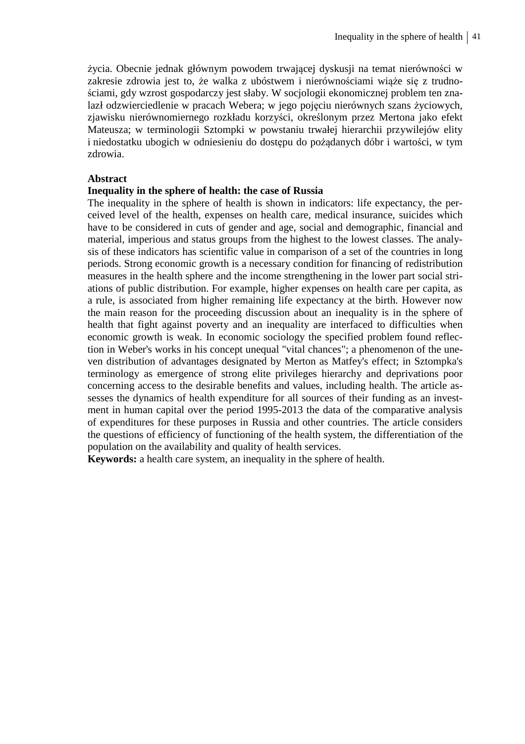życia. Obecnie jednak głównym powodem trwającej dyskusji na temat nierówności w zakresie zdrowia jest to, że walka z ubóstwem i nierównościami wiąże się z trudnościami, gdy wzrost gospodarczy jest słaby. W socjologii ekonomicznej problem ten znalazł odzwierciedlenie w pracach Webera; w jego pojęciu nierównych szans życiowych, zjawisku nierównomiernego rozkładu korzyści, określonym przez Mertona jako efekt Mateusza; w terminologii Sztompki w powstaniu trwałej hierarchii przywilejów elity i niedostatku ubogich w odniesieniu do dostępu do pożądanych dóbr i wartości, w tym zdrowia.

**Abstract**

**Inequality in the sphere of health: the case of Russia**

The inequality in the sphere of health is shown in indicators: life expectancy, the perceived level of the health, expenses on health care, medical insurance, suicides which have to be considered in cuts of gender and age, social and demographic, financial and material, imperious and status groups from the highest to the lowest classes. The analysis of these indicators has scientific value in comparison of a set of the countries in long periods. Strong economic growth is a necessary condition for financing of redistribution measures in the health sphere and the income strengthening in the lower part social striations of public distribution. For example, higher expenses on health care per capita, as a rule, is associated from higher remaining life expectancy at the birth. However now the main reason for the proceeding discussion about an inequality is in the sphere of health that fight against poverty and an inequality are interfaced to difficulties when economic growth is weak. In economic sociology the specified problem found reflection in Weber's works in his concept unequal "vital chances"; a phenomenon of the uneven distribution of advantages designated by Merton as Matfey's effect; in Sztompka's terminology as emergence of strong elite privileges hierarchy and deprivations poor concerning access to the desirable benefits and values, including health. The article assesses the dynamics of health expenditure for all sources of their funding as an investment in human capital over the period 1995-2013 the data of the comparative analysis of expenditures for these purposes in Russia and other countries. The article considers the questions of efficiency of functioning of the health system, the differentiation of the population on the availability and quality of health services.

**Keywords:** a health care system, an inequality in the sphere of health.